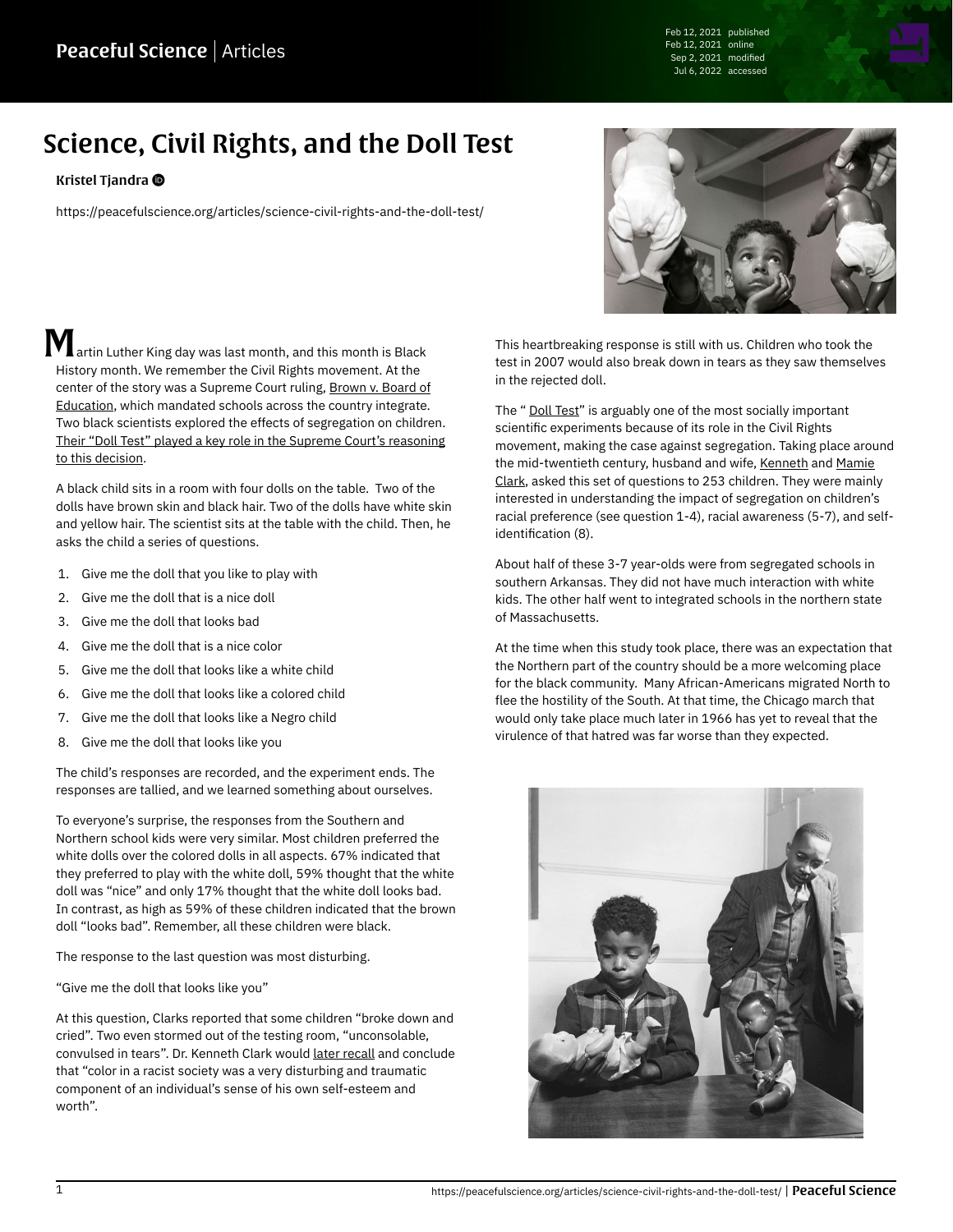# Science, Civil Rights, and the Doll Test

**Kristel Tjandra**

https://peacefulscience.org/articles/science-civil-rights-and-the-doll-test/

Martin Luther King day was last month, and this month is Black History month. We remember the Civil Rights movement. At the center of the story was a Supreme Court ruling, Brown v. Board of Education, which mandated schools across the country integrate. Two black scientists explored the effects of segregation on children. Their "Doll Test" played a key role in the Supreme Court's reasoning to this decision.

A black child sits in a room with four dolls on the table. Two of the dolls have brown skin and black hair. Two of the dolls have white skin and yellow hair. The scientist sits at the table with the child. Then, he asks the child a series of questions.

1. Give me the doll that you like to play with
2. Give me the doll that is a nice doll
3. Give me the doll that looks bad
4. Give me the doll that is a nice color
5. Give me the doll that looks like a white child
6. Give me the doll that looks like a colored child
7. Give me the doll that looks like a Negro child
8. Give me the doll that looks like you

The child's responses are recorded, and the experiment ends. The responses are tallied, and we learned something about ourselves.

To everyone's surprise, the responses from the Southern and Northern school kids were very similar. Most children preferred the white dolls over the colored dolls in all aspects. 67% indicated that they preferred to play with the white doll, 59% thought that the white doll was "nice" and only 17% thought that the white doll looks bad. In contrast, as high as 59% of these children indicated that the brown doll "looks bad". Remember, all these children were black.

The response to the last question was most disturbing.

"Give me the doll that looks like you"

At this question, Clarks reported that some children "broke down and cried". Two even stormed out of the testing room, "unconsolable, convulsed in tears". Dr. Kenneth Clark would later recall and conclude that "color in a racist society was a very disturbing and traumatic component of an individual's sense of his own self-esteem and worth".

This heartbreaking response is still with us. Children who took the test in 2007 would also break down in tears as they saw themselves in the rejected doll.

The " Doll Test" is arguably one of the most socially important scientific experiments because of its role in the Civil Rights movement, making the case against segregation. Taking place around the mid-twentieth century, husband and wife, Kenneth and Mamie Clark, asked this set of questions to 253 children. They were mainly interested in understanding the impact of segregation on children's racial preference (see question 1-4), racial awareness (5-7), and self-identification (8).

About half of these 3-7 year-olds were from segregated schools in southern Arkansas. They did not have much interaction with white kids. The other half went to integrated schools in the northern state of Massachusetts.

At the time when this study took place, there was an expectation that the Northern part of the country should be a more welcoming place for the black community. Many African-Americans migrated North to flee the hostility of the South. At that time, the Chicago march that would only take place much later in 1966 has yet to reveal that the virulence of that hatred was far worse than they expected.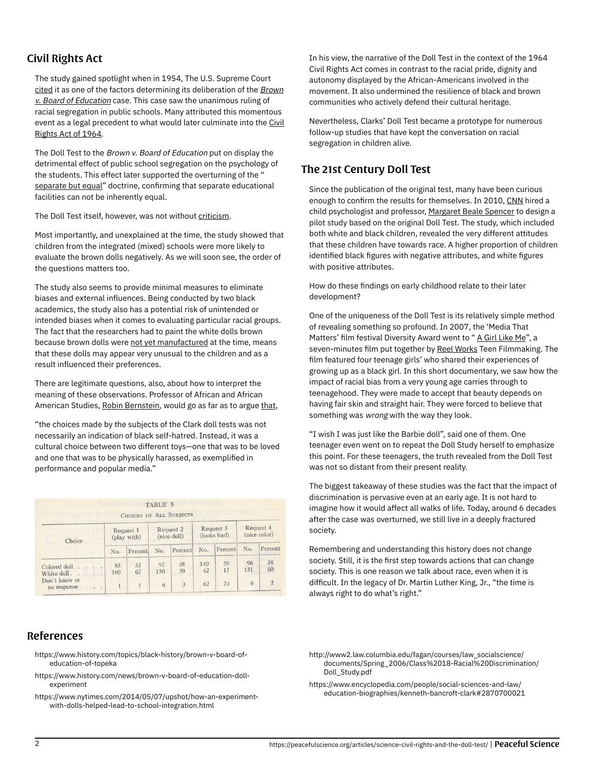## Civil Rights Act

The study gained spotlight when in 1954, The U.S. Supreme Court cited it as one of the factors determining its deliberation of the *Brown v. Board of Education* case. This case saw the unanimous ruling of racial segregation in public schools. Many attributed this momentous event as a legal precedent to what would later culminate into the Civil Rights Act of 1964.

The Doll Test to the *Brown v. Board of Education* put on display the detrimental effect of public school segregation on the psychology of the students. This effect later supported the overturning of the " separate but equal" doctrine, confirming that separate educational facilities can not be inherently equal.

The Doll Test itself, however, was not without criticism.

Most importantly, and unexplained at the time, the study showed that children from the integrated (mixed) schools were more likely to evaluate the brown dolls negatively. As we will soon see, the order of the questions matters too.

The study also seems to provide minimal measures to eliminate biases and external influences. Being conducted by two black academics, the study also has a potential risk of unintended or intended biases when it comes to evaluating particular racial groups. The fact that the researchers had to paint the white dolls brown because brown dolls were not yet manufactured at the time, means that these dolls may appear very unusual to the children and as a result influenced their preferences.

There are legitimate questions, also, about how to interpret the meaning of these observations. Professor of African and African American Studies, Robin Bernstein, would go as far as to argue that,

"the choices made by the subjects of the Clark doll tests was not necessarily an indication of black self-hatred. Instead, it was a cultural choice between two different toys—one that was to be loved and one that was to be physically harassed, as exemplified in performance and popular media."

TABLE 5

CHOICES OF ALL SUBJECTS

| Choice | Request 1 (play with) | | Request 2 (nice doll) | | Request 3 (looks bad) | | Request 4 (nice color) | |
|---|---|---|---|---|---|---|---|---|
| | No. | Percent | No. | Percent | No. | Percent | No. | Percent |
| Colored doll | 83 | 32 | 97 | 38 | 149 | 59 | 96 | 38 |
| White doll | 169 | 67 | 150 | 59 | 42 | 17 | 151 | 60 |
| Don't know or no response | 1 | 1 | 6 | 3 | 62 | 24 | 6 | 2 |

In his view, the narrative of the Doll Test in the context of the 1964 Civil Rights Act comes in contrast to the racial pride, dignity and autonomy displayed by the African-Americans involved in the movement. It also undermined the resilience of black and brown communities who actively defend their cultural heritage.

Nevertheless, Clarks' Doll Test became a prototype for numerous follow-up studies that have kept the conversation on racial segregation in children alive.

## The 21st Century Doll Test

Since the publication of the original test, many have been curious enough to confirm the results for themselves. In 2010, CNN hired a child psychologist and professor, Margaret Beale Spencer to design a pilot study based on the original Doll Test. The study, which included both white and black children, revealed the very different attitudes that these children have towards race. A higher proportion of children identified black figures with negative attributes, and white figures with positive attributes.

How do these findings on early childhood relate to their later development?

One of the uniqueness of the Doll Test is its relatively simple method of revealing something so profound. In 2007, the 'Media That Matters' film festival Diversity Award went to " A Girl Like Me", a seven-minutes film put together by Reel Works Teen Filmmaking. The film featured four teenage girls' who shared their experiences of growing up as a black girl. In this short documentary, we saw how the impact of racial bias from a very young age carries through to teenagehood. They were made to accept that beauty depends on having fair skin and straight hair. They were forced to believe that something was *wrong* with the way they look.

"I wish I was just like the Barbie doll", said one of them. One teenager even went on to repeat the Doll Study herself to emphasize this point. For these teenagers, the truth revealed from the Doll Test was not so distant from their present reality.

The biggest takeaway of these studies was the fact that the impact of discrimination is pervasive even at an early age. It is not hard to imagine how it would affect all walks of life. Today, around 6 decades after the case was overturned, we still live in a deeply fractured society.

Remembering and understanding this history does not change society. Still, it is the first step towards actions that can change society. This is one reason we talk about race, even when it is difficult. In the legacy of Dr. Martin Luther King, Jr., "the time is always right to do what's right."

## References

- https://www.history.com/topics/black-history/brown-v-board-of-education-of-topeka
- https://www.history.com/news/brown-v-board-of-education-doll-experiment
- https://www.nytimes.com/2014/05/07/upshot/how-an-experiment-with-dolls-helped-lead-to-school-integration.html
- http://www2.law.columbia.edu/fagan/courses/law_socialscience/documents/Spring_2006/Class%2018-Racial%20Discrimination/Doll_Study.pdf
- https://www.encyclopedia.com/people/social-sciences-and-law/education-biographies/kenneth-bancroft-clark#2870700021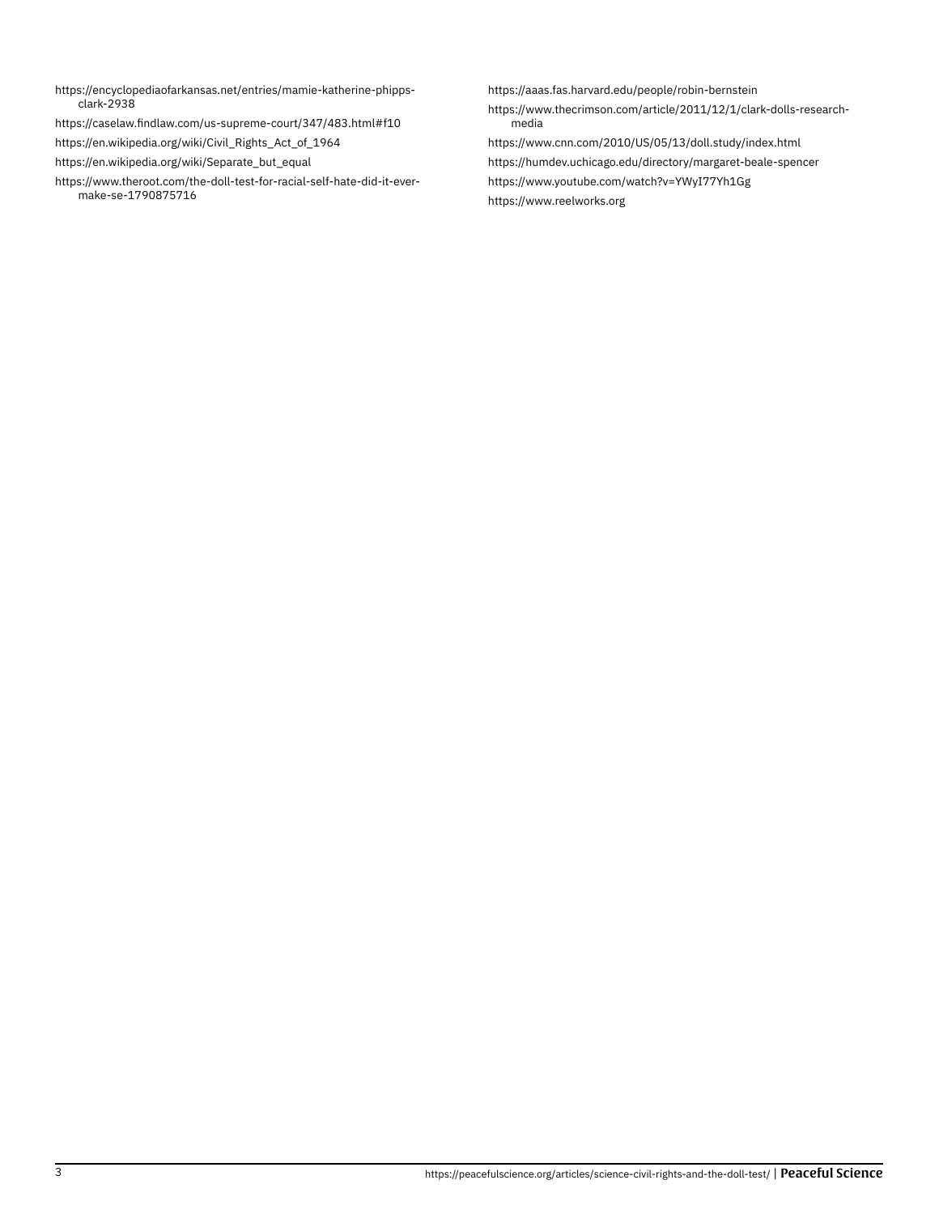https://encyclopediaofarkansas.net/entries/mamie-katherine-phipps-clark-2938

https://caselaw.findlaw.com/us-supreme-court/347/483.html#f10

https://en.wikipedia.org/wiki/Civil_Rights_Act_of_1964

https://en.wikipedia.org/wiki/Separate_but_equal

https://www.theroot.com/the-doll-test-for-racial-self-hate-did-it-ever-make-se-1790875716

https://aaas.fas.harvard.edu/people/robin-bernstein

https://www.thecrimson.com/article/2011/12/1/clark-dolls-research-media

https://www.cnn.com/2010/US/05/13/doll.study/index.html

https://humdev.uchicago.edu/directory/margaret-beale-spencer

https://www.youtube.com/watch?v=YWyI77Yh1Gg

https://www.reelworks.org